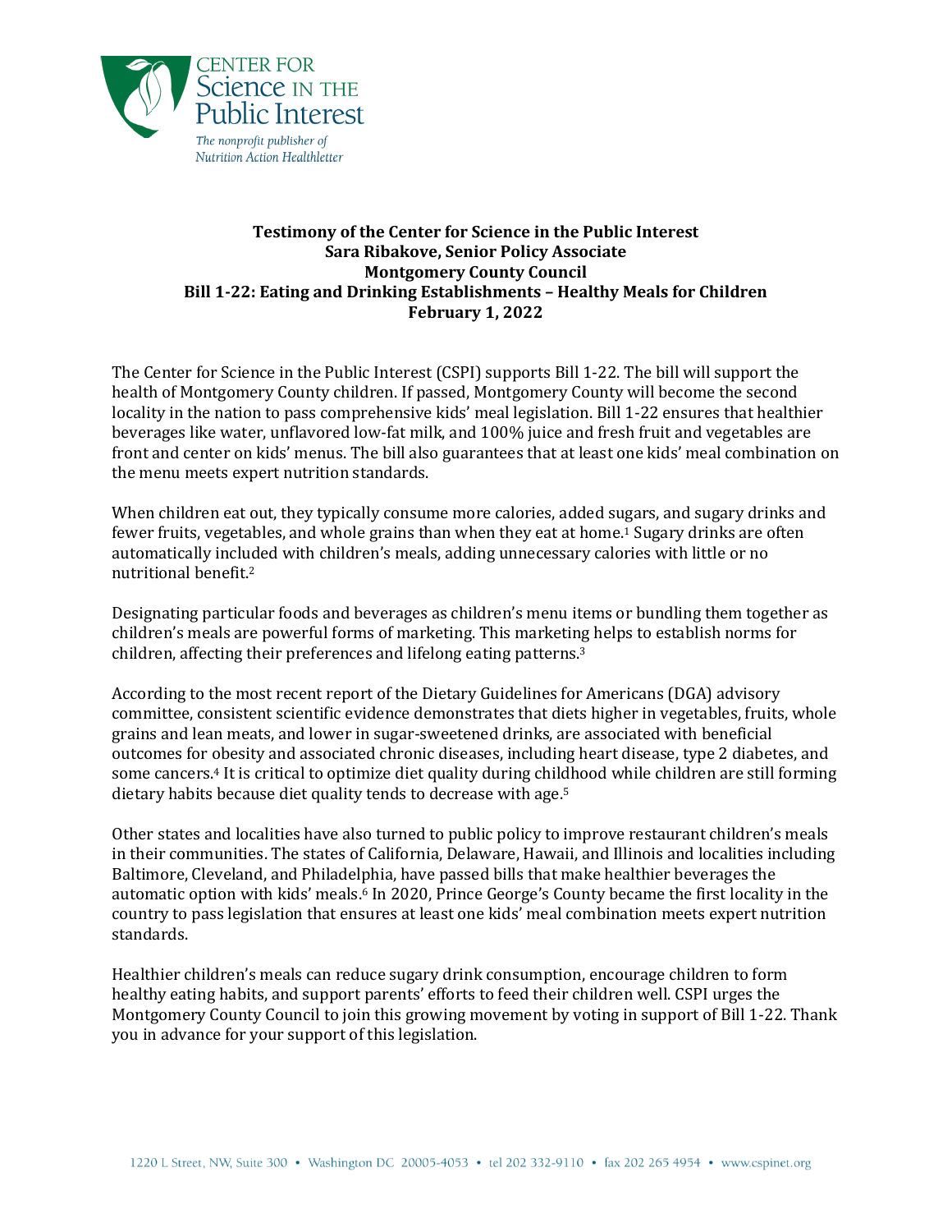CENTER FOR Science IN THE Public Interest

*The nonprofit publisher of Nutrition Action Healthletter*

**Testimony of the Center for Science in the Public Interest**
**Sara Ribakove, Senior Policy Associate**
**Montgomery County Council**
**Bill 1-22: Eating and Drinking Establishments – Healthy Meals for Children**
**February 1, 2022**

The Center for Science in the Public Interest (CSPI) supports Bill 1-22. The bill will support the health of Montgomery County children. If passed, Montgomery County will become the second locality in the nation to pass comprehensive kids' meal legislation. Bill 1-22 ensures that healthier beverages like water, unflavored low-fat milk, and 100% juice and fresh fruit and vegetables are front and center on kids' menus. The bill also guarantees that at least one kids' meal combination on the menu meets expert nutrition standards.

When children eat out, they typically consume more calories, added sugars, and sugary drinks and fewer fruits, vegetables, and whole grains than when they eat at home.[1] Sugary drinks are often automatically included with children's meals, adding unnecessary calories with little or no nutritional benefit.[2]

Designating particular foods and beverages as children's menu items or bundling them together as children's meals are powerful forms of marketing. This marketing helps to establish norms for children, affecting their preferences and lifelong eating patterns.[3]

According to the most recent report of the Dietary Guidelines for Americans (DGA) advisory committee, consistent scientific evidence demonstrates that diets higher in vegetables, fruits, whole grains and lean meats, and lower in sugar-sweetened drinks, are associated with beneficial outcomes for obesity and associated chronic diseases, including heart disease, type 2 diabetes, and some cancers.[4] It is critical to optimize diet quality during childhood while children are still forming dietary habits because diet quality tends to decrease with age.[5]

Other states and localities have also turned to public policy to improve restaurant children's meals in their communities. The states of California, Delaware, Hawaii, and Illinois and localities including Baltimore, Cleveland, and Philadelphia, have passed bills that make healthier beverages the automatic option with kids' meals.[6] In 2020, Prince George's County became the first locality in the country to pass legislation that ensures at least one kids' meal combination meets expert nutrition standards.

Healthier children's meals can reduce sugary drink consumption, encourage children to form healthy eating habits, and support parents' efforts to feed their children well. CSPI urges the Montgomery County Council to join this growing movement by voting in support of Bill 1-22. Thank you in advance for your support of this legislation.

1220 L Street, NW, Suite 300 • Washington DC 20005-4053 • tel 202 332-9110 • fax 202 265 4954 • www.cspinet.org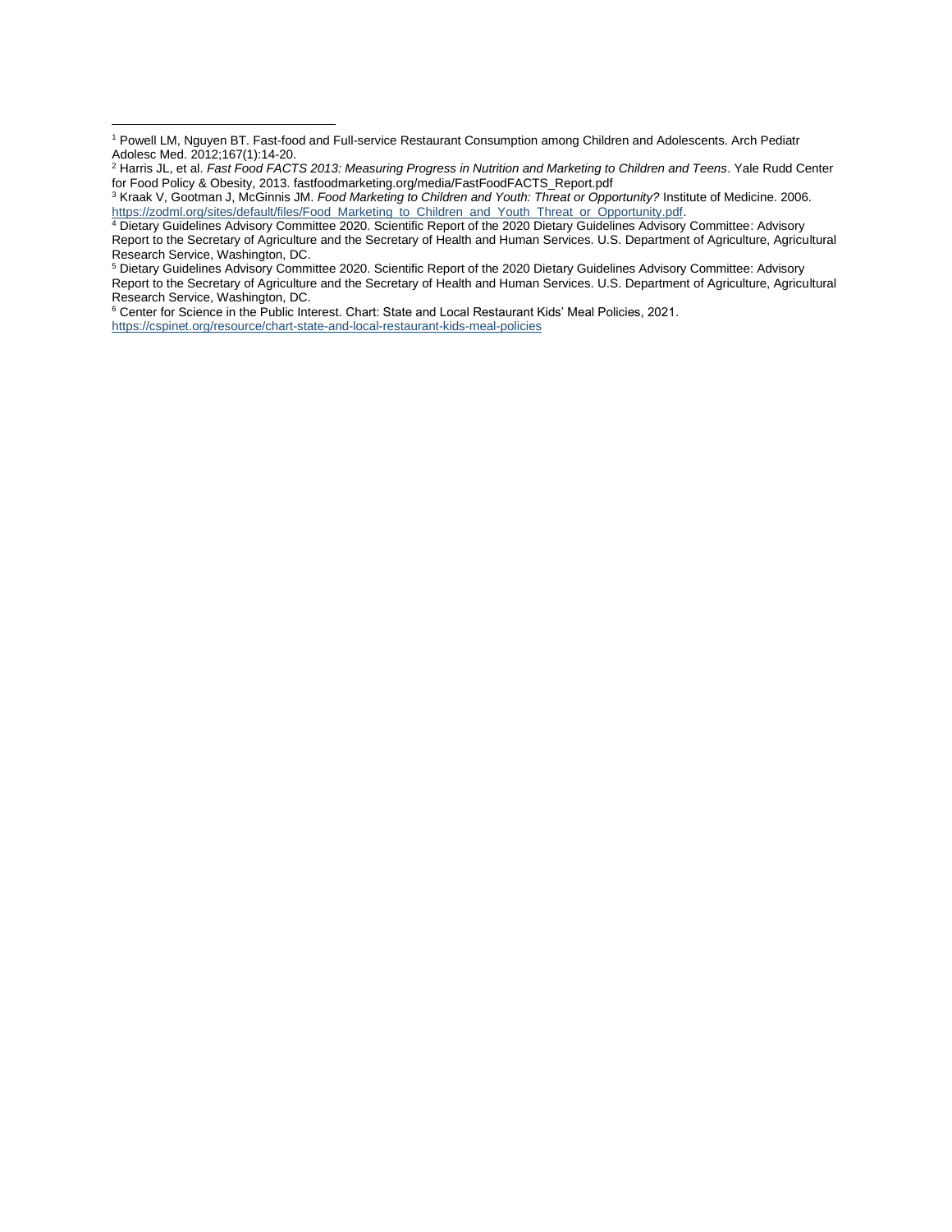---

[1] Powell LM, Nguyen BT. Fast-food and Full-service Restaurant Consumption among Children and Adolescents. Arch Pediatr Adolesc Med. 2012;167(1):14-20.

[2] Harris JL, et al. *Fast Food FACTS 2013: Measuring Progress in Nutrition and Marketing to Children and Teens*. Yale Rudd Center for Food Policy & Obesity, 2013. fastfoodmarketing.org/media/FastFoodFACTS_Report.pdf

[3] Kraak V, Gootman J, McGinnis JM. *Food Marketing to Children and Youth: Threat or Opportunity?* Institute of Medicine. 2006. https://zodml.org/sites/default/files/Food_Marketing_to_Children_and_Youth_Threat_or_Opportunity.pdf.

[4] Dietary Guidelines Advisory Committee 2020. Scientific Report of the 2020 Dietary Guidelines Advisory Committee: Advisory Report to the Secretary of Agriculture and the Secretary of Health and Human Services. U.S. Department of Agriculture, Agricultural Research Service, Washington, DC.

[5] Dietary Guidelines Advisory Committee 2020. Scientific Report of the 2020 Dietary Guidelines Advisory Committee: Advisory Report to the Secretary of Agriculture and the Secretary of Health and Human Services. U.S. Department of Agriculture, Agricultural Research Service, Washington, DC.

[6] Center for Science in the Public Interest. Chart: State and Local Restaurant Kids' Meal Policies, 2021. https://cspinet.org/resource/chart-state-and-local-restaurant-kids-meal-policies